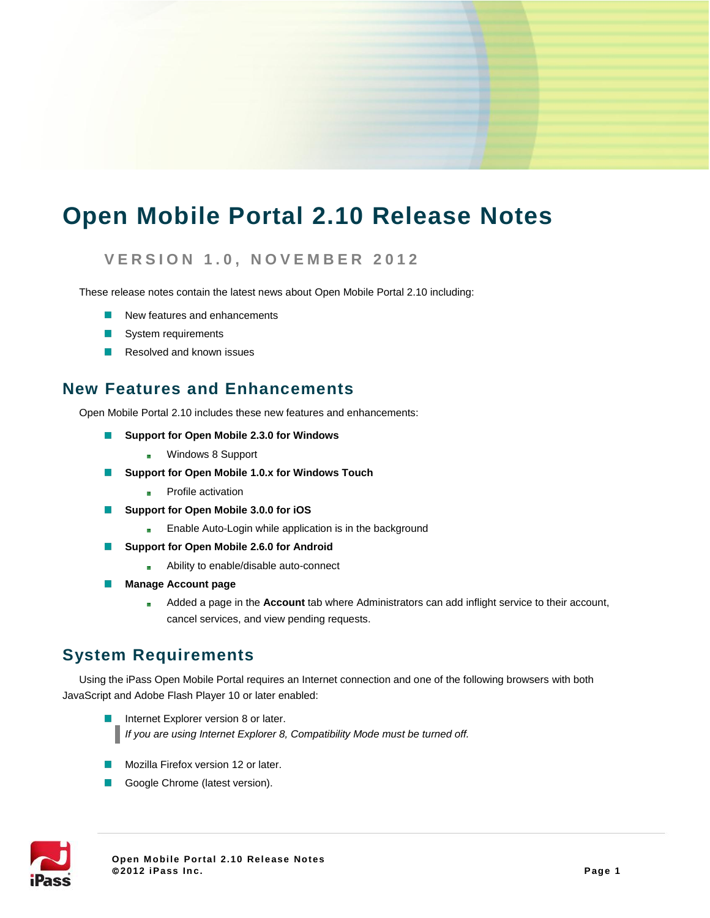# Open Mobile Portal 2.10 Release Notes

### VERSION 1.0, NOVEMBER 2012

These release notes contain the latest news about Open Mobile Portal 2.10 including:

- New features and enhancements
- System requirements
- Resolved and known issues

## New Features and Enhancements

Open Mobile Portal 2.10 includes these new features and enhancements:

- **Support for Open Mobile 2.3.0 for Windows**
  - Windows 8 Support
- **Support for Open Mobile 1.0.x for Windows Touch**
  - Profile activation
- **Support for Open Mobile 3.0.0 for iOS**
  - Enable Auto-Login while application is in the background
- **Support for Open Mobile 2.6.0 for Android**
  - Ability to enable/disable auto-connect
- **Manage Account page**
  - Added a page in the **Account** tab where Administrators can add inflight service to their account, cancel services, and view pending requests.

## System Requirements

Using the iPass Open Mobile Portal requires an Internet connection and one of the following browsers with both JavaScript and Adobe Flash Player 10 or later enabled:

- Internet Explorer version 8 or later.
  > *If you are using Internet Explorer 8, Compatibility Mode must be turned off.*
- Mozilla Firefox version 12 or later.
- Google Chrome (latest version).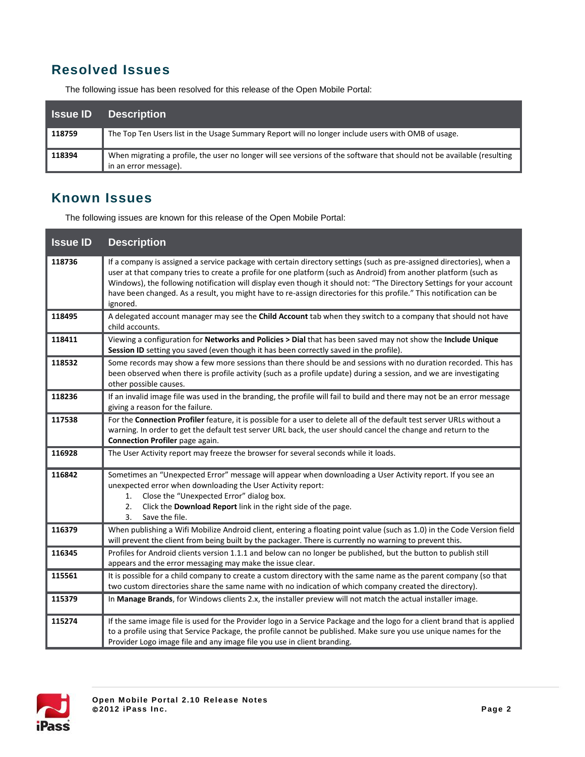## Resolved Issues

The following issue has been resolved for this release of the Open Mobile Portal:

| Issue ID | Description |
| --- | --- |
| **118759** | The Top Ten Users list in the Usage Summary Report will no longer include users with OMB of usage. |
| **118394** | When migrating a profile, the user no longer will see versions of the software that should not be available (resulting in an error message). |

## Known Issues

The following issues are known for this release of the Open Mobile Portal:

| Issue ID | Description |
| --- | --- |
| **118736** | If a company is assigned a service package with certain directory settings (such as pre-assigned directories), when a user at that company tries to create a profile for one platform (such as Android) from another platform (such as Windows), the following notification will display even though it should not: "The Directory Settings for your account have been changed. As a result, you might have to re-assign directories for this profile." This notification can be ignored. |
| **118495** | A delegated account manager may see the **Child Account** tab when they switch to a company that should not have child accounts. |
| **118411** | Viewing a configuration for **Networks and Policies > Dial** that has been saved may not show the **Include Unique Session ID** setting you saved (even though it has been correctly saved in the profile). |
| **118532** | Some records may show a few more sessions than there should be and sessions with no duration recorded. This has been observed when there is profile activity (such as a profile update) during a session, and we are investigating other possible causes. |
| **118236** | If an invalid image file was used in the branding, the profile will fail to build and there may not be an error message giving a reason for the failure. |
| **117538** | For the **Connection Profiler** feature, it is possible for a user to delete all of the default test server URLs without a warning. In order to get the default test server URL back, the user should cancel the change and return to the **Connection Profiler** page again. |
| **116928** | The User Activity report may freeze the browser for several seconds while it loads. |
| **116842** | Sometimes an "Unexpected Error" message will appear when downloading a User Activity report. If you see an unexpected error when downloading the User Activity report:<br>1. Close the "Unexpected Error" dialog box.<br>2. Click the **Download Report** link in the right side of the page.<br>3. Save the file. |
| **116379** | When publishing a Wifi Mobilize Android client, entering a floating point value (such as 1.0) in the Code Version field will prevent the client from being built by the packager. There is currently no warning to prevent this. |
| **116345** | Profiles for Android clients version 1.1.1 and below can no longer be published, but the button to publish still appears and the error messaging may make the issue clear. |
| **115561** | It is possible for a child company to create a custom directory with the same name as the parent company (so that two custom directories share the same name with no indication of which company created the directory). |
| **115379** | In **Manage Brands**, for Windows clients 2.x, the installer preview will not match the actual installer image. |
| **115274** | If the same image file is used for the Provider logo in a Service Package and the logo for a client brand that is applied to a profile using that Service Package, the profile cannot be published. Make sure you use unique names for the Provider Logo image file and any image file you use in client branding. |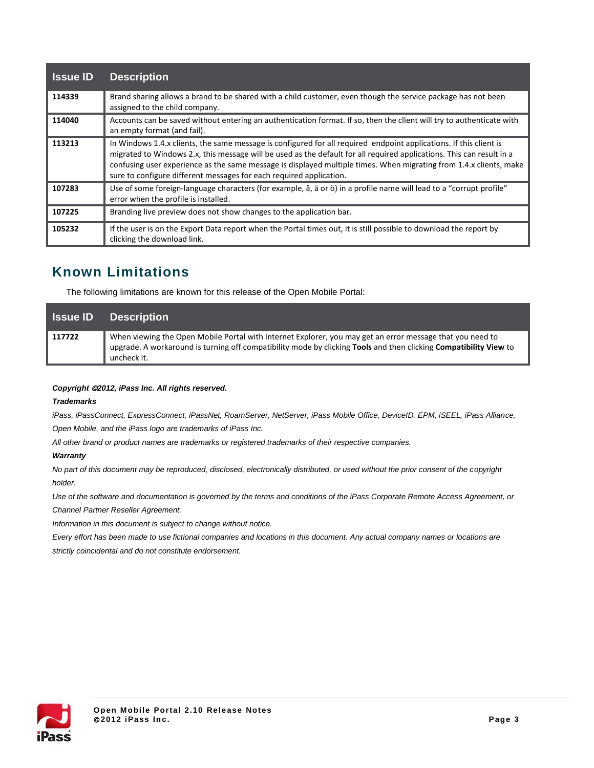| Issue ID | Description |
|---|---|
| 114339 | Brand sharing allows a brand to be shared with a child customer, even though the service package has not been assigned to the child company. |
| 114040 | Accounts can be saved without entering an authentication format. If so, then the client will try to authenticate with an empty format (and fail). |
| 113213 | In Windows 1.4.x clients, the same message is configured for all required endpoint applications. If this client is migrated to Windows 2.x, this message will be used as the default for all required applications. This can result in a confusing user experience as the same message is displayed multiple times. When migrating from 1.4.x clients, make sure to configure different messages for each required application. |
| 107283 | Use of some foreign-language characters (for example, å, ä or ö) in a profile name will lead to a “corrupt profile” error when the profile is installed. |
| 107225 | Branding live preview does not show changes to the application bar. |
| 105232 | If the user is on the Export Data report when the Portal times out, it is still possible to download the report by clicking the download link. |

## Known Limitations

The following limitations are known for this release of the Open Mobile Portal:

| Issue ID | Description |
|---|---|
| 117722 | When viewing the Open Mobile Portal with Internet Explorer, you may get an error message that you need to upgrade. A workaround is turning off compatibility mode by clicking **Tools** and then clicking **Compatibility View** to uncheck it. |

***Copyright ©2012, iPass Inc. All rights reserved.***

***Trademarks***

*iPass, iPassConnect, ExpressConnect, iPassNet, RoamServer, NetServer, iPass Mobile Office, DeviceID, EPM, iSEEL, iPass Alliance, Open Mobile, and the iPass logo are trademarks of iPass Inc.*

*All other brand or product names are trademarks or registered trademarks of their respective companies.*

***Warranty***

*No part of this document may be reproduced, disclosed, electronically distributed, or used without the prior consent of the copyright holder.*

*Use of the software and documentation is governed by the terms and conditions of the iPass Corporate Remote Access Agreement, or Channel Partner Reseller Agreement.*

*Information in this document is subject to change without notice.*

*Every effort has been made to use fictional companies and locations in this document. Any actual company names or locations are strictly coincidental and do not constitute endorsement.*